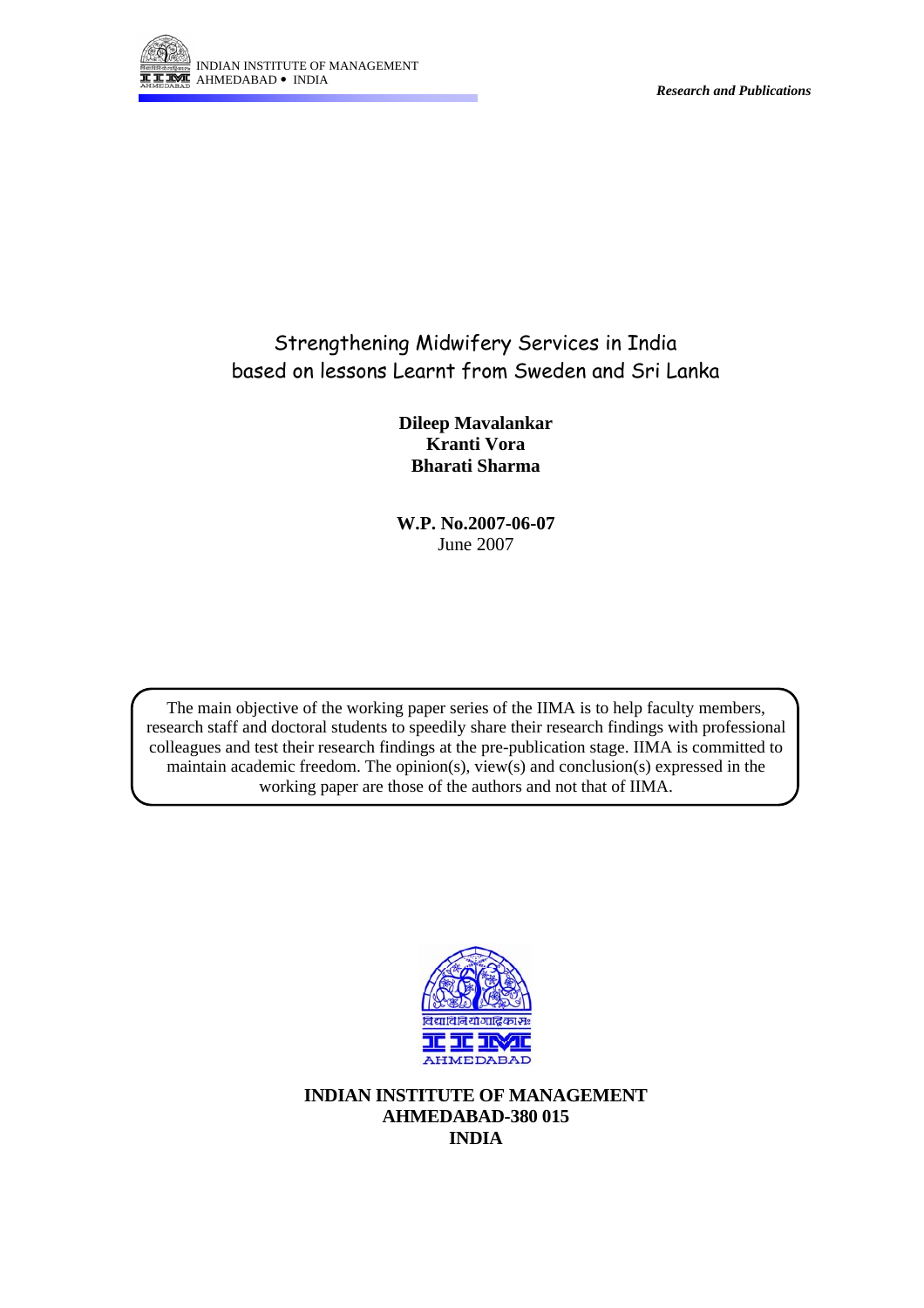INDIAN INSTITUTE OF MANAGEMENT
AHMEDABAD • INDIA

*Research and Publications*

# Strengthening Midwifery Services in India based on lessons Learnt from Sweden and Sri Lanka

**Dileep Mavalankar**
**Kranti Vora**
**Bharati Sharma**

**W.P. No.2007-06-07**
June 2007

The main objective of the working paper series of the IIMA is to help faculty members, research staff and doctoral students to speedily share their research findings with professional colleagues and test their research findings at the pre-publication stage. IIMA is committed to maintain academic freedom. The opinion(s), view(s) and conclusion(s) expressed in the working paper are those of the authors and not that of IIMA.

**INDIAN INSTITUTE OF MANAGEMENT**
**AHMEDABAD-380 015**
**INDIA**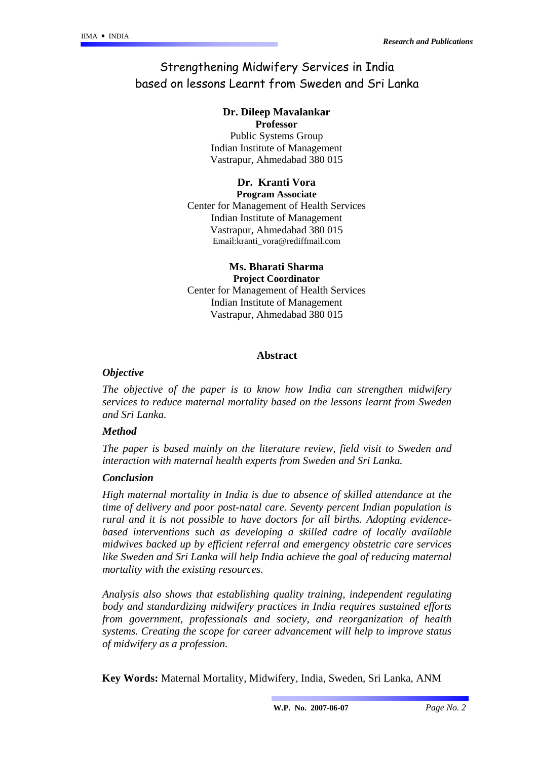# Strengthening Midwifery Services in India based on lessons Learnt from Sweden and Sri Lanka

**Dr. Dileep Mavalankar**
**Professor**
Public Systems Group
Indian Institute of Management
Vastrapur, Ahmedabad 380 015

**Dr. Kranti Vora**
**Program Associate**
Center for Management of Health Services
Indian Institute of Management
Vastrapur, Ahmedabad 380 015
Email:kranti_vora@rediffmail.com

**Ms. Bharati Sharma**
**Project Coordinator**
Center for Management of Health Services
Indian Institute of Management
Vastrapur, Ahmedabad 380 015

## Abstract

### *Objective*

*The objective of the paper is to know how India can strengthen midwifery services to reduce maternal mortality based on the lessons learnt from Sweden and Sri Lanka.*

### *Method*

*The paper is based mainly on the literature review, field visit to Sweden and interaction with maternal health experts from Sweden and Sri Lanka.*

### *Conclusion*

*High maternal mortality in India is due to absence of skilled attendance at the time of delivery and poor post-natal care. Seventy percent Indian population is rural and it is not possible to have doctors for all births. Adopting evidence-based interventions such as developing a skilled cadre of locally available midwives backed up by efficient referral and emergency obstetric care services like Sweden and Sri Lanka will help India achieve the goal of reducing maternal mortality with the existing resources.*

*Analysis also shows that establishing quality training, independent regulating body and standardizing midwifery practices in India requires sustained efforts from government, professionals and society, and reorganization of health systems. Creating the scope for career advancement will help to improve status of midwifery as a profession.*

**Key Words:** Maternal Mortality, Midwifery, India, Sweden, Sri Lanka, ANM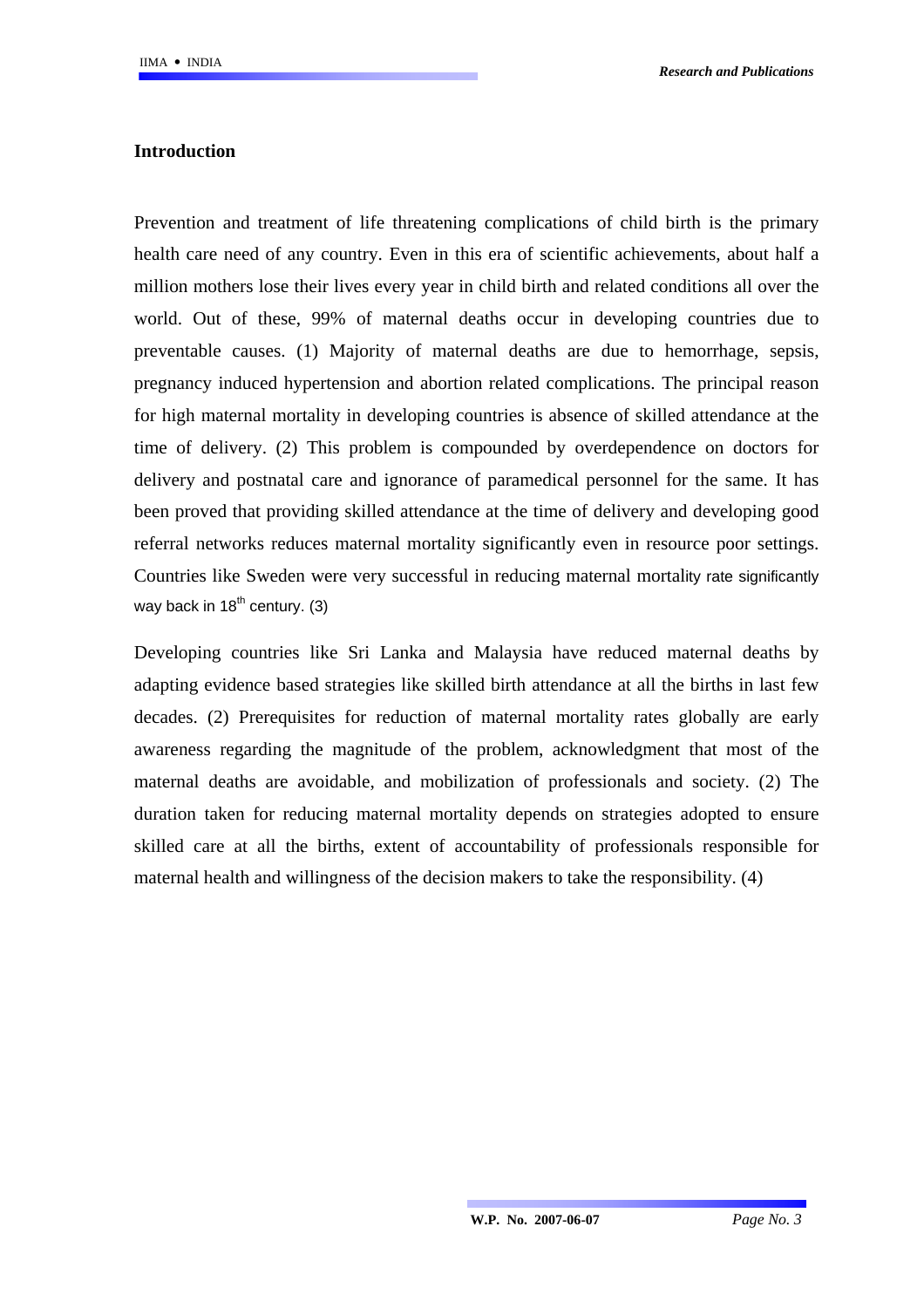## Introduction

Prevention and treatment of life threatening complications of child birth is the primary health care need of any country. Even in this era of scientific achievements, about half a million mothers lose their lives every year in child birth and related conditions all over the world. Out of these, 99% of maternal deaths occur in developing countries due to preventable causes. (1) Majority of maternal deaths are due to hemorrhage, sepsis, pregnancy induced hypertension and abortion related complications. The principal reason for high maternal mortality in developing countries is absence of skilled attendance at the time of delivery. (2) This problem is compounded by overdependence on doctors for delivery and postnatal care and ignorance of paramedical personnel for the same. It has been proved that providing skilled attendance at the time of delivery and developing good referral networks reduces maternal mortality significantly even in resource poor settings. Countries like Sweden were very successful in reducing maternal mortality rate significantly way back in 18th century. (3)

Developing countries like Sri Lanka and Malaysia have reduced maternal deaths by adapting evidence based strategies like skilled birth attendance at all the births in last few decades. (2) Prerequisites for reduction of maternal mortality rates globally are early awareness regarding the magnitude of the problem, acknowledgment that most of the maternal deaths are avoidable, and mobilization of professionals and society. (2) The duration taken for reducing maternal mortality depends on strategies adopted to ensure skilled care at all the births, extent of accountability of professionals responsible for maternal health and willingness of the decision makers to take the responsibility. (4)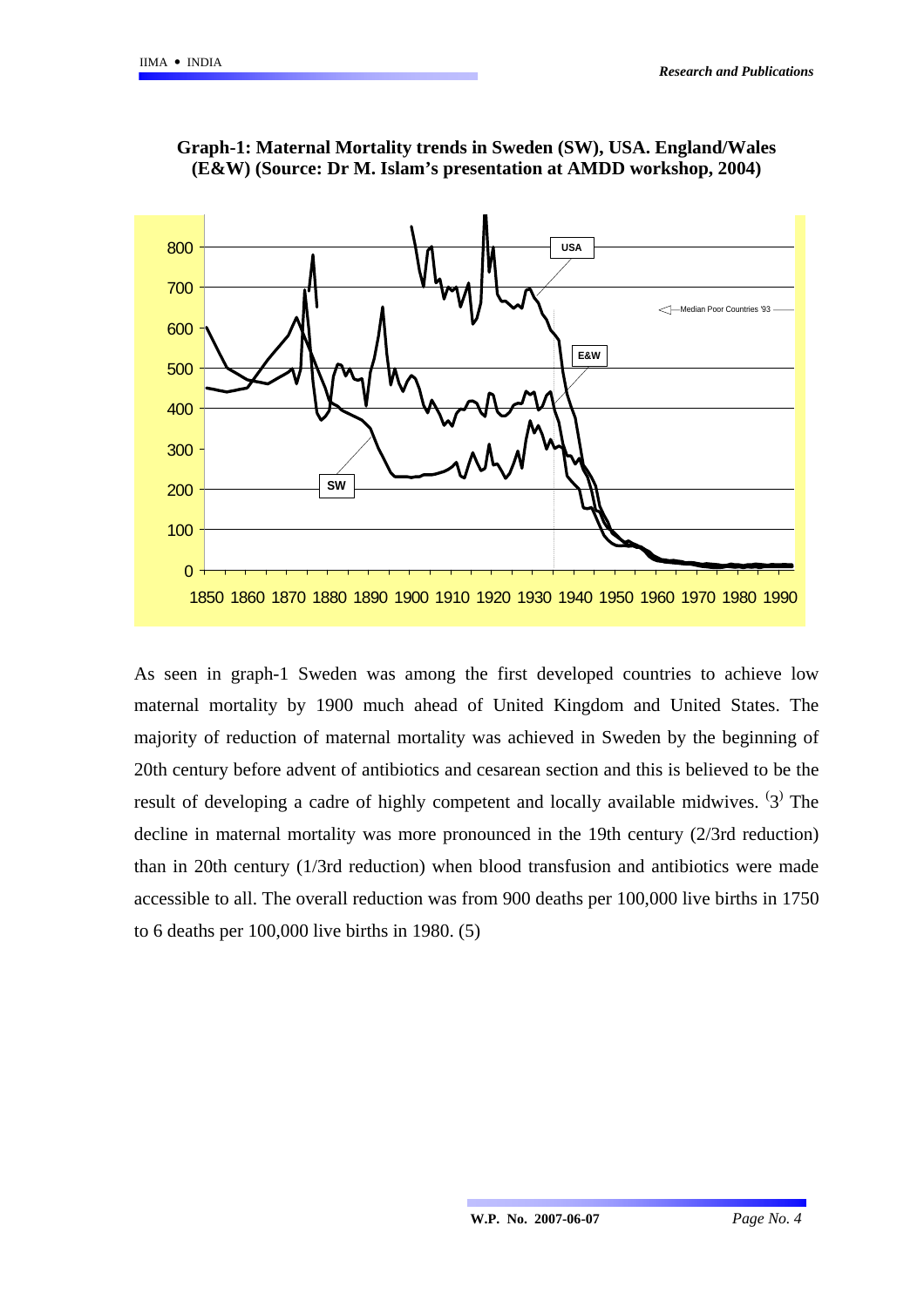**Graph-1: Maternal Mortality trends in Sweden (SW), USA. England/Wales (E&W) (Source: Dr M. Islam's presentation at AMDD workshop, 2004)**

As seen in graph-1 Sweden was among the first developed countries to achieve low maternal mortality by 1900 much ahead of United Kingdom and United States. The majority of reduction of maternal mortality was achieved in Sweden by the beginning of 20th century before advent of antibiotics and cesarean section and this is believed to be the result of developing a cadre of highly competent and locally available midwives. (3) The decline in maternal mortality was more pronounced in the 19th century (2/3rd reduction) than in 20th century (1/3rd reduction) when blood transfusion and antibiotics were made accessible to all. The overall reduction was from 900 deaths per 100,000 live births in 1750 to 6 deaths per 100,000 live births in 1980. (5)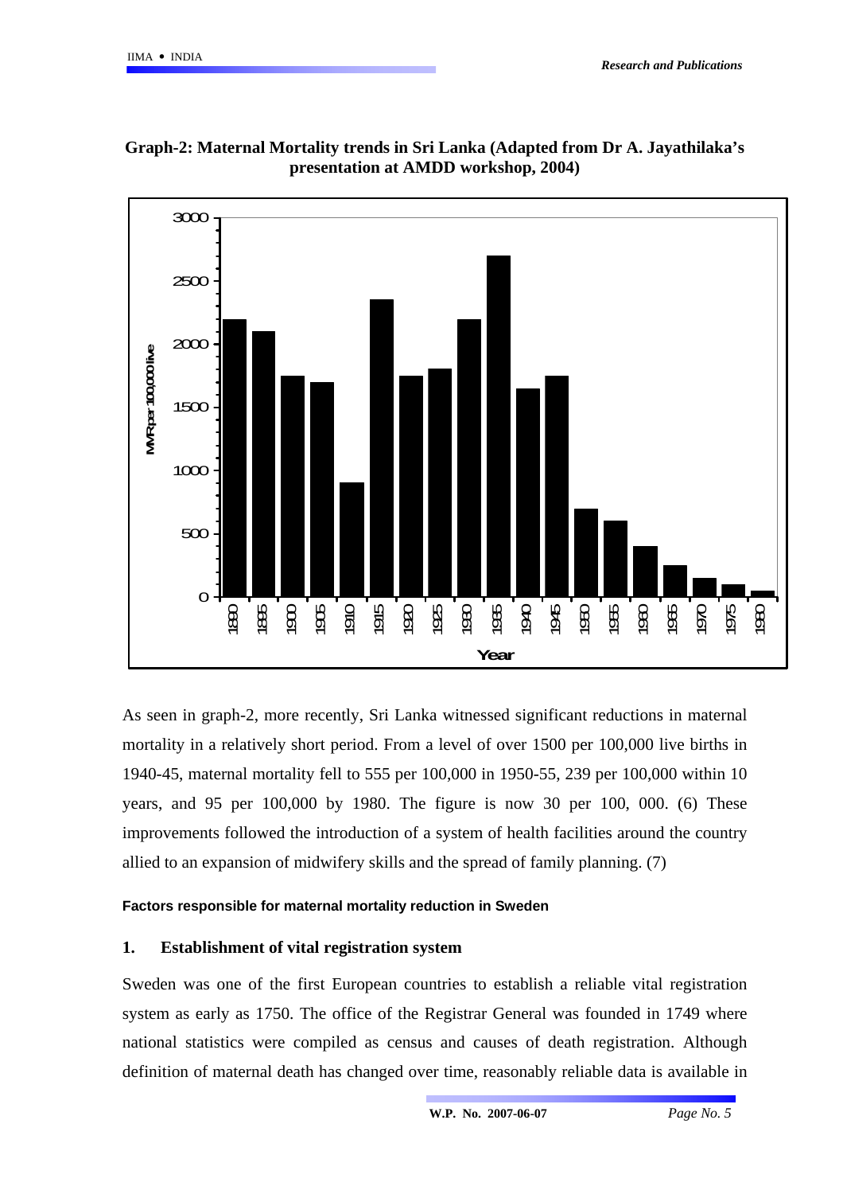**Graph-2: Maternal Mortality trends in Sri Lanka (Adapted from Dr A. Jayathilaka's presentation at AMDD workshop, 2004)**

As seen in graph-2, more recently, Sri Lanka witnessed significant reductions in maternal mortality in a relatively short period. From a level of over 1500 per 100,000 live births in 1940-45, maternal mortality fell to 555 per 100,000 in 1950-55, 239 per 100,000 within 10 years, and 95 per 100,000 by 1980. The figure is now 30 per 100, 000. (6) These improvements followed the introduction of a system of health facilities around the country allied to an expansion of midwifery skills and the spread of family planning. (7)

**Factors responsible for maternal mortality reduction in Sweden**

## 1. Establishment of vital registration system

Sweden was one of the first European countries to establish a reliable vital registration system as early as 1750. The office of the Registrar General was founded in 1749 where national statistics were compiled as census and causes of death registration. Although definition of maternal death has changed over time, reasonably reliable data is available in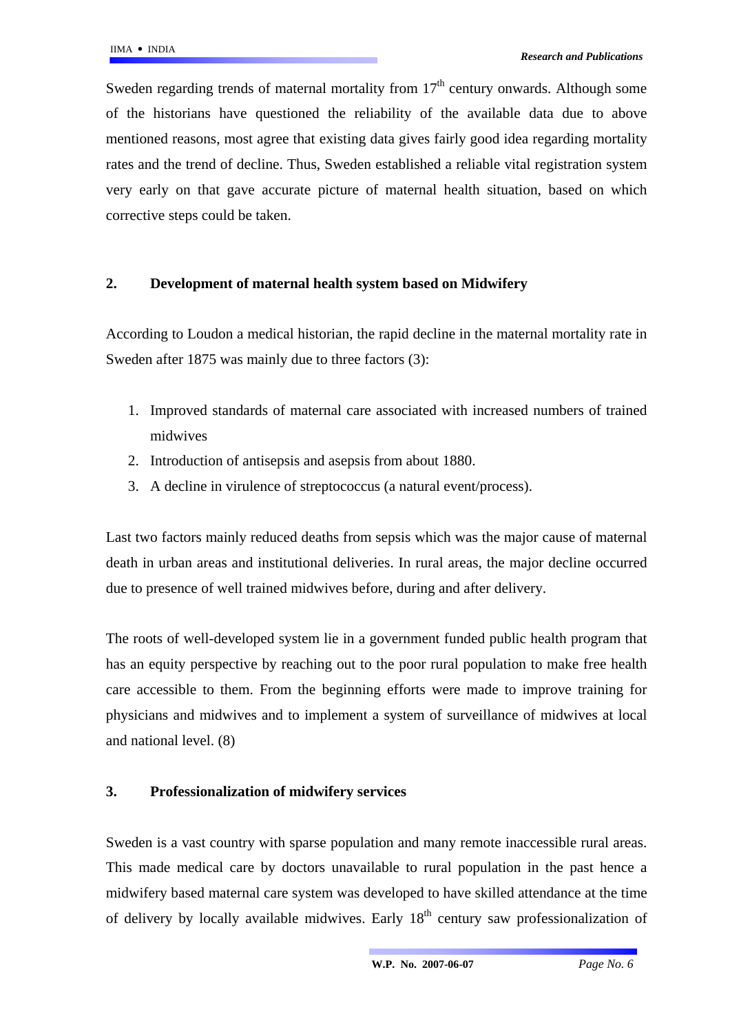Sweden regarding trends of maternal mortality from 17th century onwards. Although some of the historians have questioned the reliability of the available data due to above mentioned reasons, most agree that existing data gives fairly good idea regarding mortality rates and the trend of decline. Thus, Sweden established a reliable vital registration system very early on that gave accurate picture of maternal health situation, based on which corrective steps could be taken.

## 2. Development of maternal health system based on Midwifery

According to Loudon a medical historian, the rapid decline in the maternal mortality rate in Sweden after 1875 was mainly due to three factors (3):

1. Improved standards of maternal care associated with increased numbers of trained midwives
2. Introduction of antisepsis and asepsis from about 1880.
3. A decline in virulence of streptococcus (a natural event/process).

Last two factors mainly reduced deaths from sepsis which was the major cause of maternal death in urban areas and institutional deliveries. In rural areas, the major decline occurred due to presence of well trained midwives before, during and after delivery.

The roots of well-developed system lie in a government funded public health program that has an equity perspective by reaching out to the poor rural population to make free health care accessible to them. From the beginning efforts were made to improve training for physicians and midwives and to implement a system of surveillance of midwives at local and national level. (8)

## 3. Professionalization of midwifery services

Sweden is a vast country with sparse population and many remote inaccessible rural areas. This made medical care by doctors unavailable to rural population in the past hence a midwifery based maternal care system was developed to have skilled attendance at the time of delivery by locally available midwives. Early 18th century saw professionalization of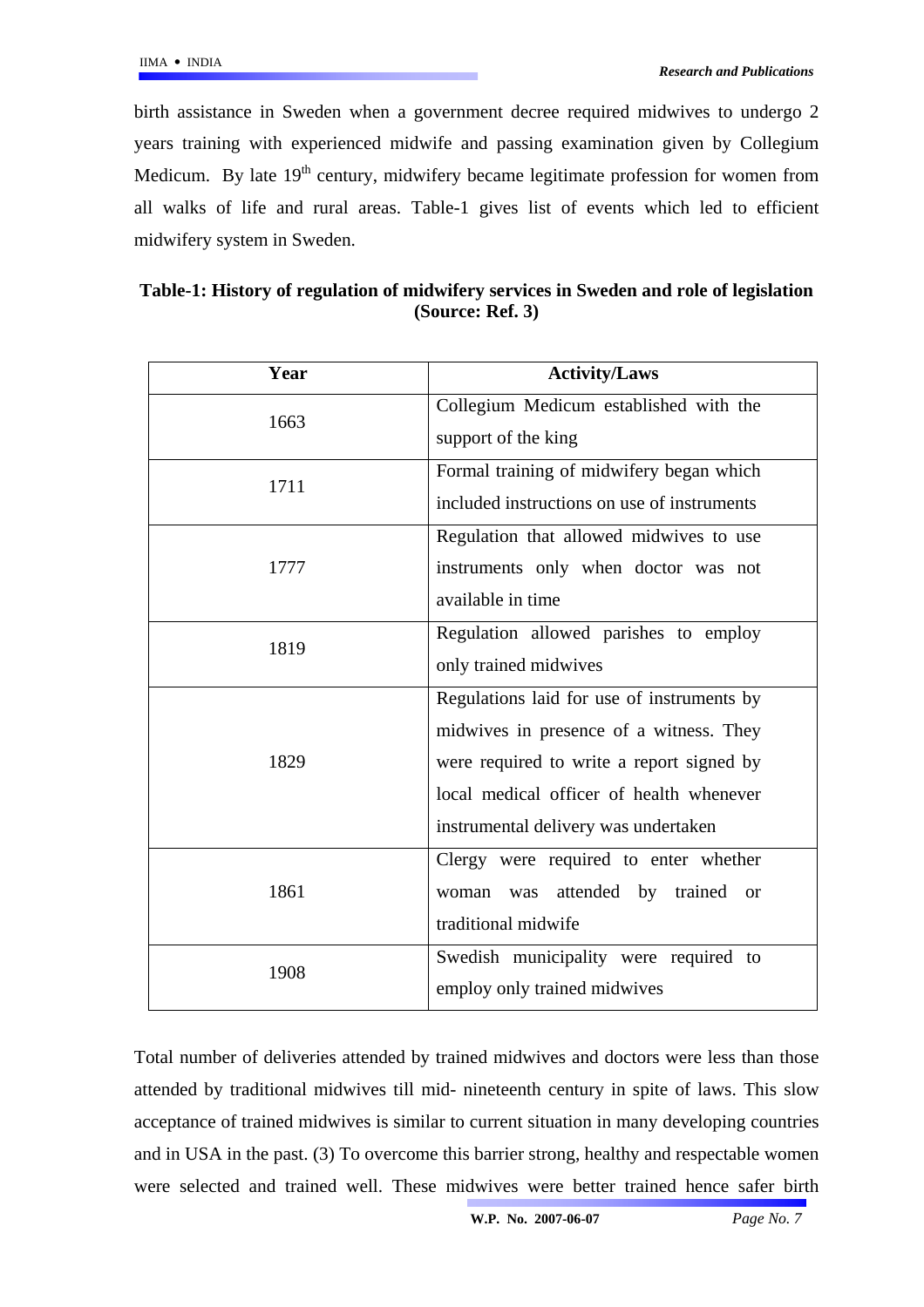birth assistance in Sweden when a government decree required midwives to undergo 2 years training with experienced midwife and passing examination given by Collegium Medicum. By late 19th century, midwifery became legitimate profession for women from all walks of life and rural areas. Table-1 gives list of events which led to efficient midwifery system in Sweden.

**Table-1: History of regulation of midwifery services in Sweden and role of legislation (Source: Ref. 3)**

| Year | Activity/Laws |
|---|---|
| 1663 | Collegium Medicum established with the support of the king |
| 1711 | Formal training of midwifery began which included instructions on use of instruments |
| 1777 | Regulation that allowed midwives to use instruments only when doctor was not available in time |
| 1819 | Regulation allowed parishes to employ only trained midwives |
| 1829 | Regulations laid for use of instruments by midwives in presence of a witness. They were required to write a report signed by local medical officer of health whenever instrumental delivery was undertaken |
| 1861 | Clergy were required to enter whether woman was attended by trained or traditional midwife |
| 1908 | Swedish municipality were required to employ only trained midwives |

Total number of deliveries attended by trained midwives and doctors were less than those attended by traditional midwives till mid- nineteenth century in spite of laws. This slow acceptance of trained midwives is similar to current situation in many developing countries and in USA in the past. (3) To overcome this barrier strong, healthy and respectable women were selected and trained well. These midwives were better trained hence safer birth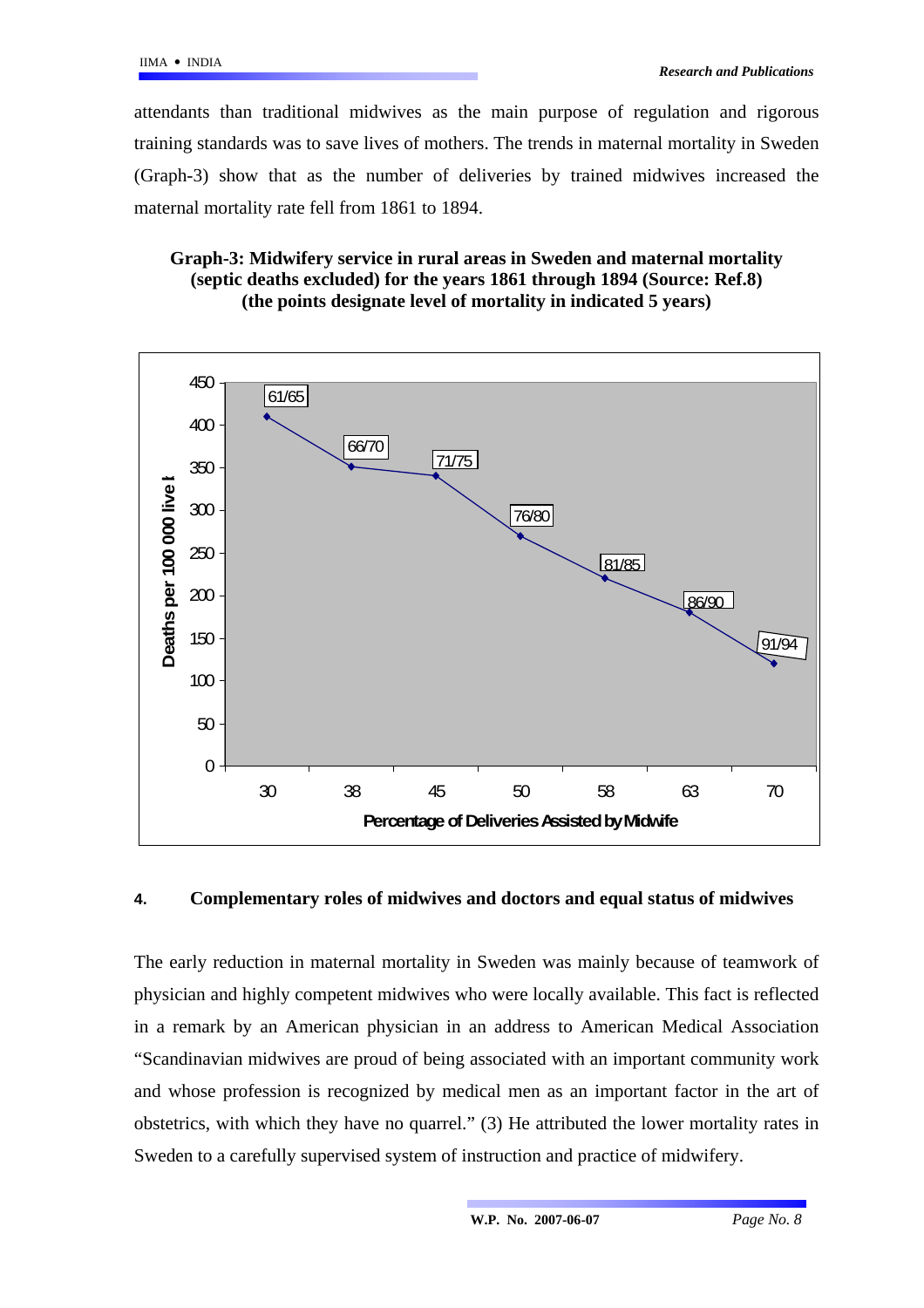attendants than traditional midwives as the main purpose of regulation and rigorous training standards was to save lives of mothers. The trends in maternal mortality in Sweden (Graph-3) show that as the number of deliveries by trained midwives increased the maternal mortality rate fell from 1861 to 1894.

**Graph-3: Midwifery service in rural areas in Sweden and maternal mortality (septic deaths excluded) for the years 1861 through 1894 (Source: Ref.8) (the points designate level of mortality in indicated 5 years)**

| Years | Percentage of Deliveries Assisted by Midwife | Deaths per 100 000 live b |
|---|---|---|
| 61/65 | 30 | 410 |
| 66/70 | 38 | 350 |
| 71/75 | 45 | 340 |
| 76/80 | 50 | 270 |
| 81/85 | 58 | 220 |
| 86/90 | 63 | 180 |
| 91/94 | 70 | 120 |

## 4. Complementary roles of midwives and doctors and equal status of midwives

The early reduction in maternal mortality in Sweden was mainly because of teamwork of physician and highly competent midwives who were locally available. This fact is reflected in a remark by an American physician in an address to American Medical Association "Scandinavian midwives are proud of being associated with an important community work and whose profession is recognized by medical men as an important factor in the art of obstetrics, with which they have no quarrel." (3) He attributed the lower mortality rates in Sweden to a carefully supervised system of instruction and practice of midwifery.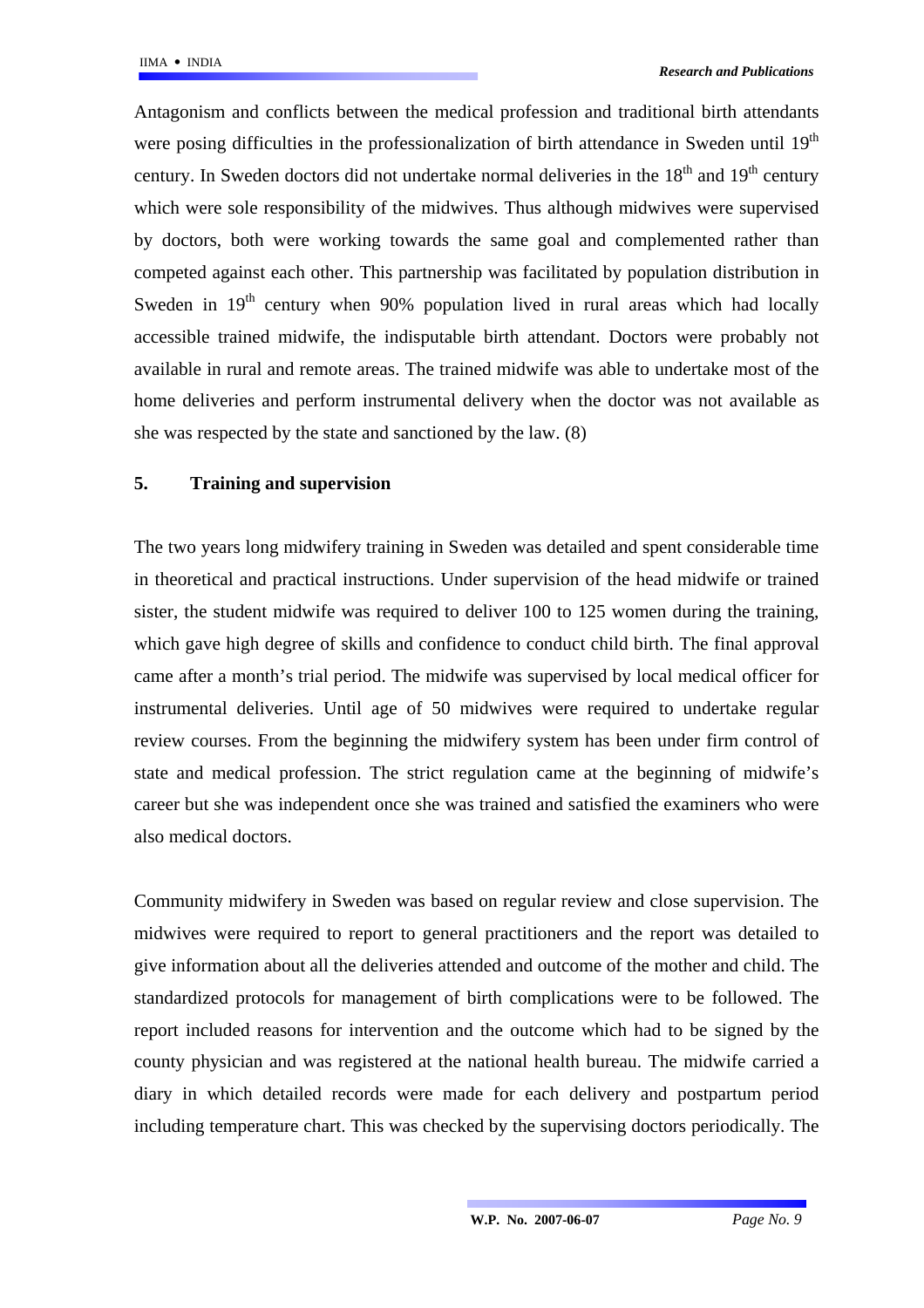Antagonism and conflicts between the medical profession and traditional birth attendants were posing difficulties in the professionalization of birth attendance in Sweden until 19th century. In Sweden doctors did not undertake normal deliveries in the 18th and 19th century which were sole responsibility of the midwives. Thus although midwives were supervised by doctors, both were working towards the same goal and complemented rather than competed against each other. This partnership was facilitated by population distribution in Sweden in 19th century when 90% population lived in rural areas which had locally accessible trained midwife, the indisputable birth attendant. Doctors were probably not available in rural and remote areas. The trained midwife was able to undertake most of the home deliveries and perform instrumental delivery when the doctor was not available as she was respected by the state and sanctioned by the law. (8)

## 5. Training and supervision

The two years long midwifery training in Sweden was detailed and spent considerable time in theoretical and practical instructions. Under supervision of the head midwife or trained sister, the student midwife was required to deliver 100 to 125 women during the training, which gave high degree of skills and confidence to conduct child birth. The final approval came after a month's trial period. The midwife was supervised by local medical officer for instrumental deliveries. Until age of 50 midwives were required to undertake regular review courses. From the beginning the midwifery system has been under firm control of state and medical profession. The strict regulation came at the beginning of midwife's career but she was independent once she was trained and satisfied the examiners who were also medical doctors.

Community midwifery in Sweden was based on regular review and close supervision. The midwives were required to report to general practitioners and the report was detailed to give information about all the deliveries attended and outcome of the mother and child. The standardized protocols for management of birth complications were to be followed. The report included reasons for intervention and the outcome which had to be signed by the county physician and was registered at the national health bureau. The midwife carried a diary in which detailed records were made for each delivery and postpartum period including temperature chart. This was checked by the supervising doctors periodically. The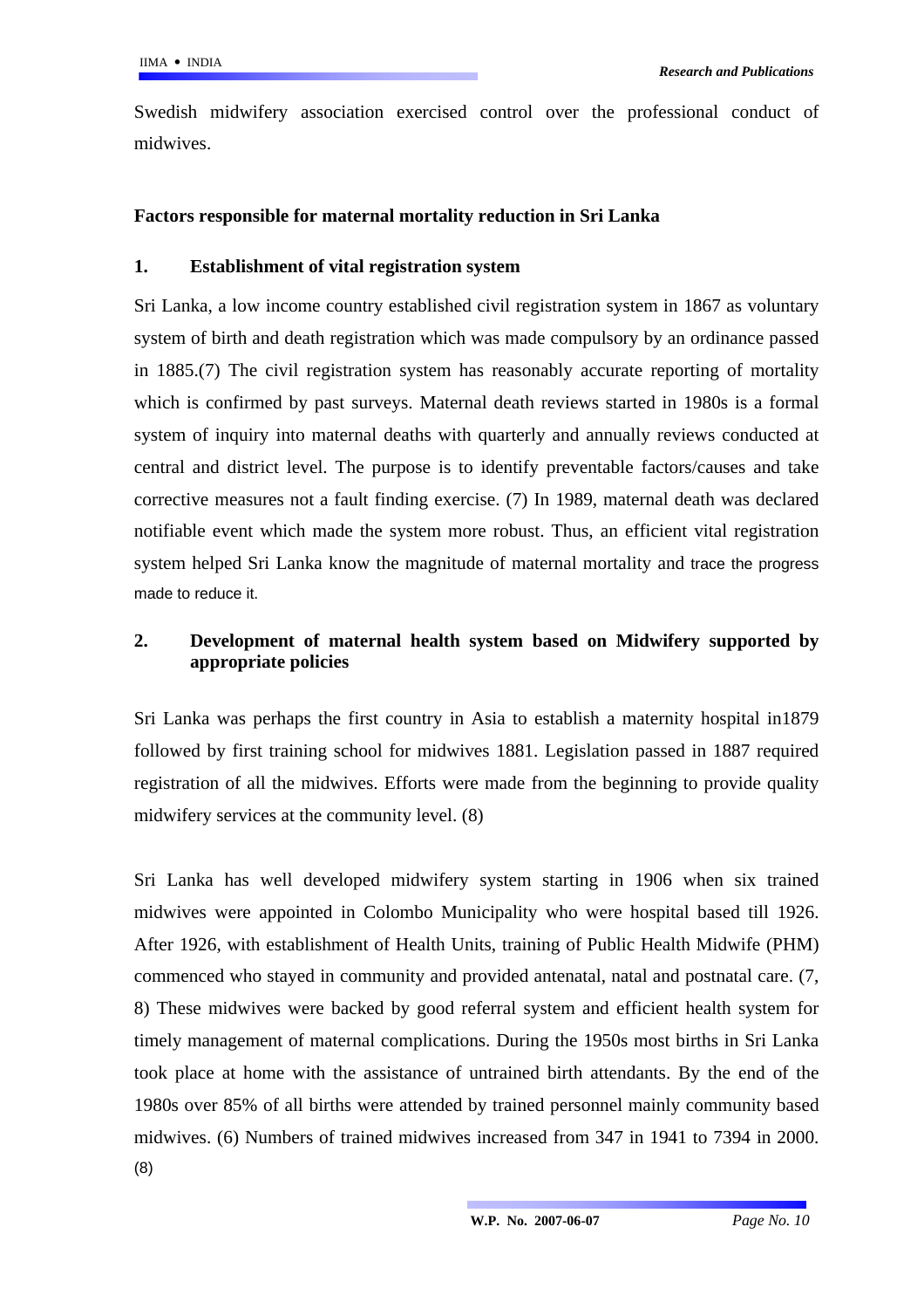Swedish midwifery association exercised control over the professional conduct of midwives.

## Factors responsible for maternal mortality reduction in Sri Lanka

### 1. Establishment of vital registration system

Sri Lanka, a low income country established civil registration system in 1867 as voluntary system of birth and death registration which was made compulsory by an ordinance passed in 1885.(7) The civil registration system has reasonably accurate reporting of mortality which is confirmed by past surveys. Maternal death reviews started in 1980s is a formal system of inquiry into maternal deaths with quarterly and annually reviews conducted at central and district level. The purpose is to identify preventable factors/causes and take corrective measures not a fault finding exercise. (7) In 1989, maternal death was declared notifiable event which made the system more robust. Thus, an efficient vital registration system helped Sri Lanka know the magnitude of maternal mortality and trace the progress made to reduce it.

### 2. Development of maternal health system based on Midwifery supported by appropriate policies

Sri Lanka was perhaps the first country in Asia to establish a maternity hospital in1879 followed by first training school for midwives 1881. Legislation passed in 1887 required registration of all the midwives. Efforts were made from the beginning to provide quality midwifery services at the community level. (8)

Sri Lanka has well developed midwifery system starting in 1906 when six trained midwives were appointed in Colombo Municipality who were hospital based till 1926. After 1926, with establishment of Health Units, training of Public Health Midwife (PHM) commenced who stayed in community and provided antenatal, natal and postnatal care. (7, 8) These midwives were backed by good referral system and efficient health system for timely management of maternal complications. During the 1950s most births in Sri Lanka took place at home with the assistance of untrained birth attendants. By the end of the 1980s over 85% of all births were attended by trained personnel mainly community based midwives. (6) Numbers of trained midwives increased from 347 in 1941 to 7394 in 2000. (8)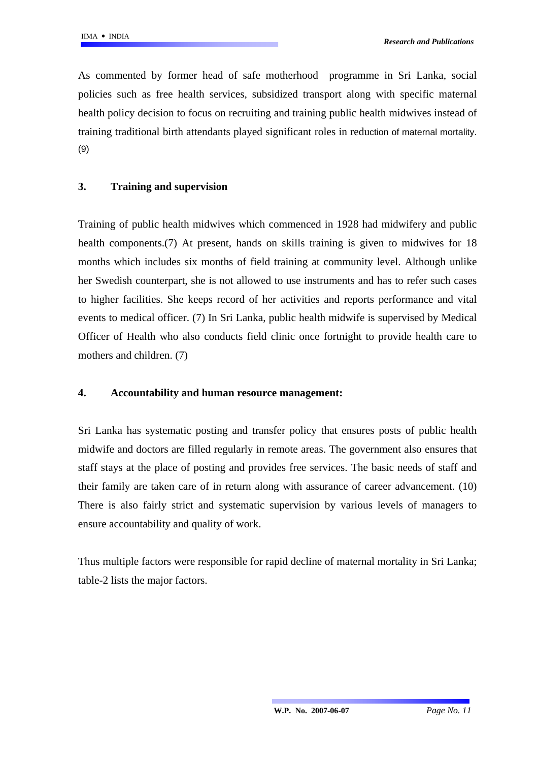As commented by former head of safe motherhood programme in Sri Lanka, social policies such as free health services, subsidized transport along with specific maternal health policy decision to focus on recruiting and training public health midwives instead of training traditional birth attendants played significant roles in reduction of maternal mortality. (9)

### 3. Training and supervision

Training of public health midwives which commenced in 1928 had midwifery and public health components.(7) At present, hands on skills training is given to midwives for 18 months which includes six months of field training at community level. Although unlike her Swedish counterpart, she is not allowed to use instruments and has to refer such cases to higher facilities. She keeps record of her activities and reports performance and vital events to medical officer. (7) In Sri Lanka, public health midwife is supervised by Medical Officer of Health who also conducts field clinic once fortnight to provide health care to mothers and children. (7)

### 4. Accountability and human resource management:

Sri Lanka has systematic posting and transfer policy that ensures posts of public health midwife and doctors are filled regularly in remote areas. The government also ensures that staff stays at the place of posting and provides free services. The basic needs of staff and their family are taken care of in return along with assurance of career advancement. (10) There is also fairly strict and systematic supervision by various levels of managers to ensure accountability and quality of work.

Thus multiple factors were responsible for rapid decline of maternal mortality in Sri Lanka; table-2 lists the major factors.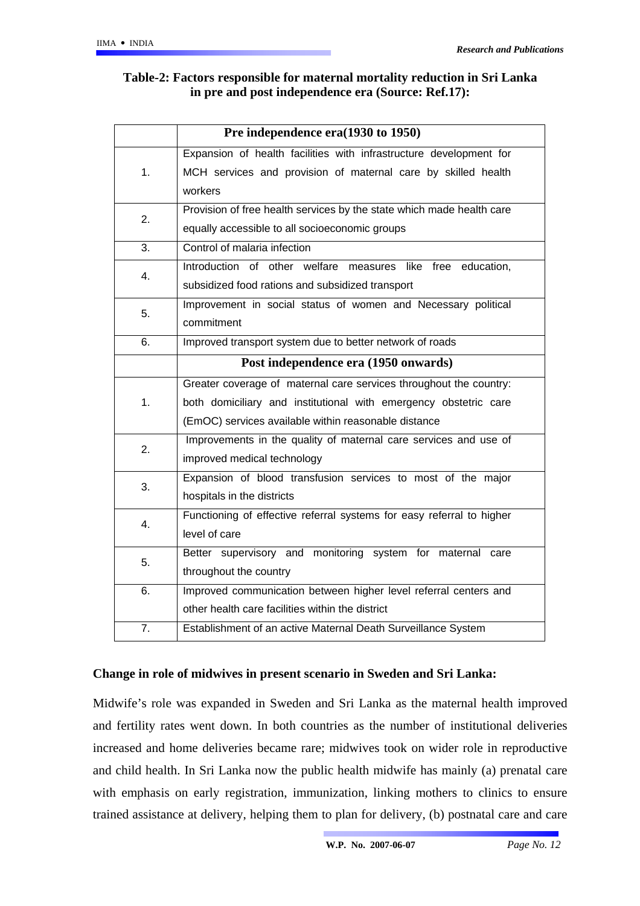**Table-2: Factors responsible for maternal mortality reduction in Sri Lanka in pre and post independence era (Source: Ref.17):**

| | **Pre independence era(1930 to 1950)** |
|---|---|
| 1. | Expansion of health facilities with infrastructure development for MCH services and provision of maternal care by skilled health workers |
| 2. | Provision of free health services by the state which made health care equally accessible to all socioeconomic groups |
| 3. | Control of malaria infection |
| 4. | Introduction of other welfare measures like free education, subsidized food rations and subsidized transport |
| 5. | Improvement in social status of women and Necessary political commitment |
| 6. | Improved transport system due to better network of roads |
| | **Post independence era (1950 onwards)** |
| 1. | Greater coverage of maternal care services throughout the country: both domiciliary and institutional with emergency obstetric care (EmOC) services available within reasonable distance |
| 2. | Improvements in the quality of maternal care services and use of improved medical technology |
| 3. | Expansion of blood transfusion services to most of the major hospitals in the districts |
| 4. | Functioning of effective referral systems for easy referral to higher level of care |
| 5. | Better supervisory and monitoring system for maternal care throughout the country |
| 6. | Improved communication between higher level referral centers and other health care facilities within the district |
| 7. | Establishment of an active Maternal Death Surveillance System |

**Change in role of midwives in present scenario in Sweden and Sri Lanka:**

Midwife's role was expanded in Sweden and Sri Lanka as the maternal health improved and fertility rates went down. In both countries as the number of institutional deliveries increased and home deliveries became rare; midwives took on wider role in reproductive and child health. In Sri Lanka now the public health midwife has mainly (a) prenatal care with emphasis on early registration, immunization, linking mothers to clinics to ensure trained assistance at delivery, helping them to plan for delivery, (b) postnatal care and care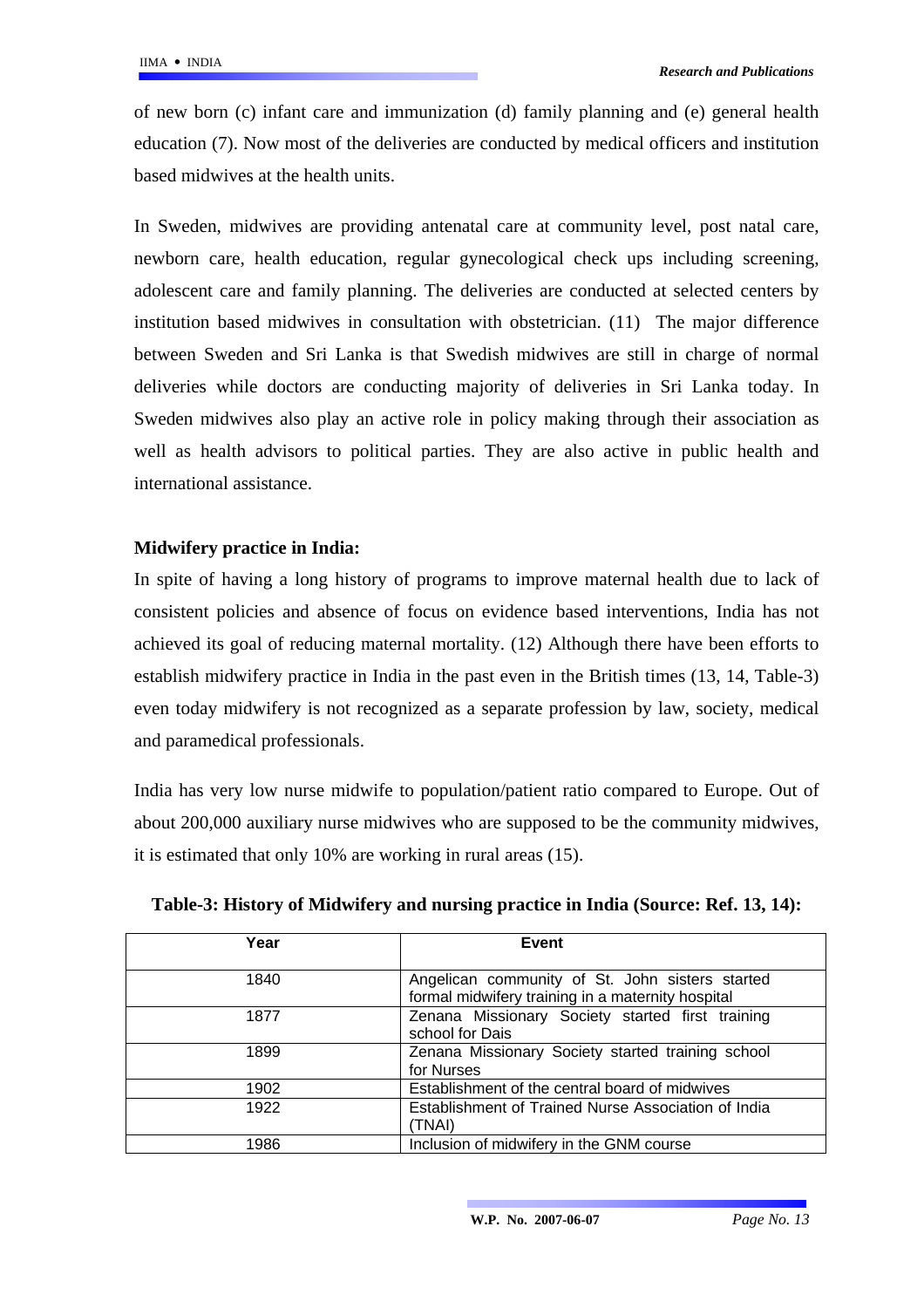of new born (c) infant care and immunization (d) family planning and (e) general health education (7). Now most of the deliveries are conducted by medical officers and institution based midwives at the health units.

In Sweden, midwives are providing antenatal care at community level, post natal care, newborn care, health education, regular gynecological check ups including screening, adolescent care and family planning. The deliveries are conducted at selected centers by institution based midwives in consultation with obstetrician. (11) The major difference between Sweden and Sri Lanka is that Swedish midwives are still in charge of normal deliveries while doctors are conducting majority of deliveries in Sri Lanka today. In Sweden midwives also play an active role in policy making through their association as well as health advisors to political parties. They are also active in public health and international assistance.

**Midwifery practice in India:**

In spite of having a long history of programs to improve maternal health due to lack of consistent policies and absence of focus on evidence based interventions, India has not achieved its goal of reducing maternal mortality. (12) Although there have been efforts to establish midwifery practice in India in the past even in the British times (13, 14, Table-3) even today midwifery is not recognized as a separate profession by law, society, medical and paramedical professionals.

India has very low nurse midwife to population/patient ratio compared to Europe. Out of about 200,000 auxiliary nurse midwives who are supposed to be the community midwives, it is estimated that only 10% are working in rural areas (15).

**Table-3: History of Midwifery and nursing practice in India (Source: Ref. 13, 14):**

| Year | Event |
|---|---|
| 1840 | Angelican community of St. John sisters started formal midwifery training in a maternity hospital |
| 1877 | Zenana Missionary Society started first training school for Dais |
| 1899 | Zenana Missionary Society started training school for Nurses |
| 1902 | Establishment of the central board of midwives |
| 1922 | Establishment of Trained Nurse Association of India (TNAI) |
| 1986 | Inclusion of midwifery in the GNM course |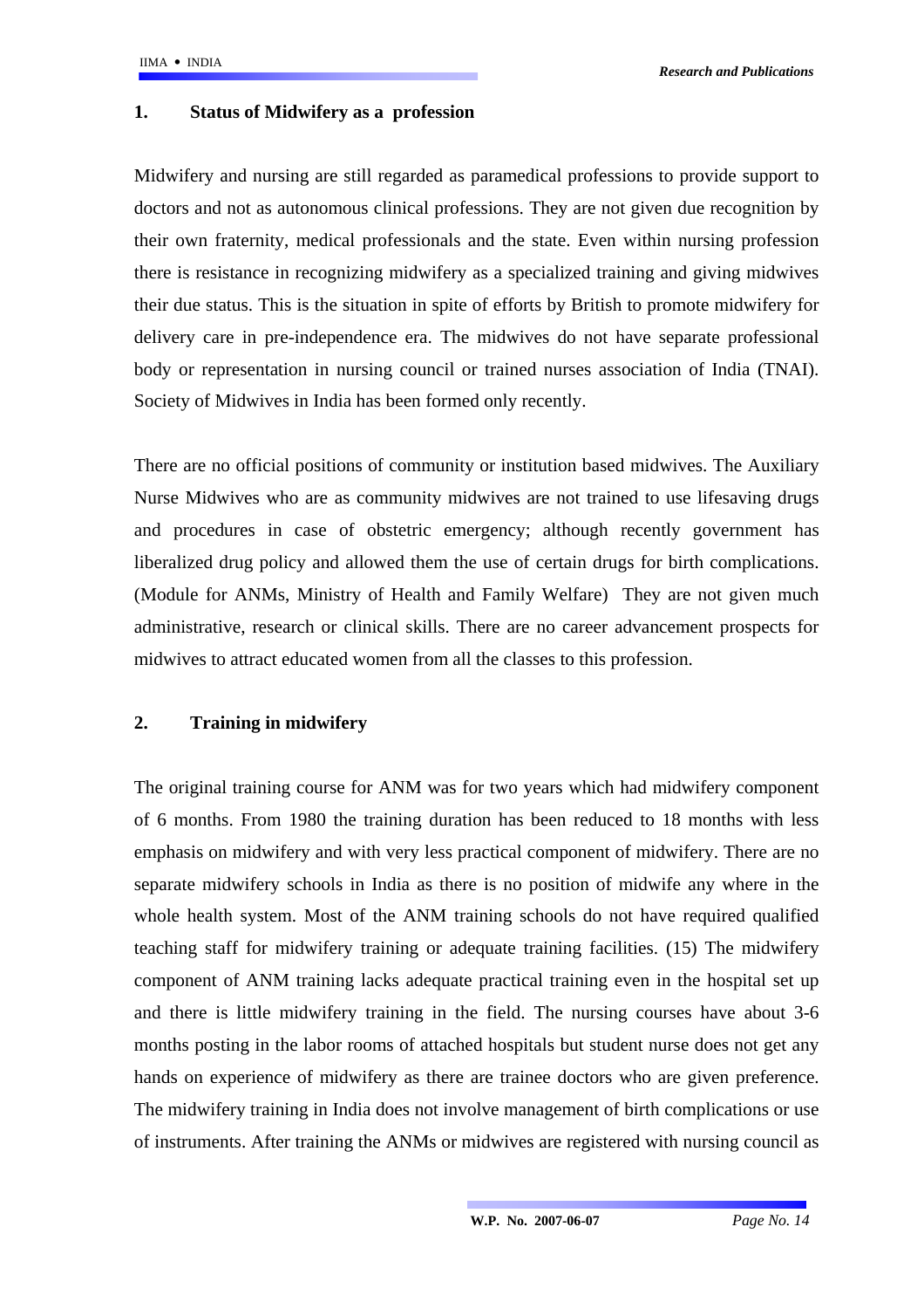## 1. Status of Midwifery as a profession

Midwifery and nursing are still regarded as paramedical professions to provide support to doctors and not as autonomous clinical professions. They are not given due recognition by their own fraternity, medical professionals and the state. Even within nursing profession there is resistance in recognizing midwifery as a specialized training and giving midwives their due status. This is the situation in spite of efforts by British to promote midwifery for delivery care in pre-independence era. The midwives do not have separate professional body or representation in nursing council or trained nurses association of India (TNAI). Society of Midwives in India has been formed only recently.

There are no official positions of community or institution based midwives. The Auxiliary Nurse Midwives who are as community midwives are not trained to use lifesaving drugs and procedures in case of obstetric emergency; although recently government has liberalized drug policy and allowed them the use of certain drugs for birth complications. (Module for ANMs, Ministry of Health and Family Welfare) They are not given much administrative, research or clinical skills. There are no career advancement prospects for midwives to attract educated women from all the classes to this profession.

## 2. Training in midwifery

The original training course for ANM was for two years which had midwifery component of 6 months. From 1980 the training duration has been reduced to 18 months with less emphasis on midwifery and with very less practical component of midwifery. There are no separate midwifery schools in India as there is no position of midwife any where in the whole health system. Most of the ANM training schools do not have required qualified teaching staff for midwifery training or adequate training facilities. (15) The midwifery component of ANM training lacks adequate practical training even in the hospital set up and there is little midwifery training in the field. The nursing courses have about 3-6 months posting in the labor rooms of attached hospitals but student nurse does not get any hands on experience of midwifery as there are trainee doctors who are given preference. The midwifery training in India does not involve management of birth complications or use of instruments. After training the ANMs or midwives are registered with nursing council as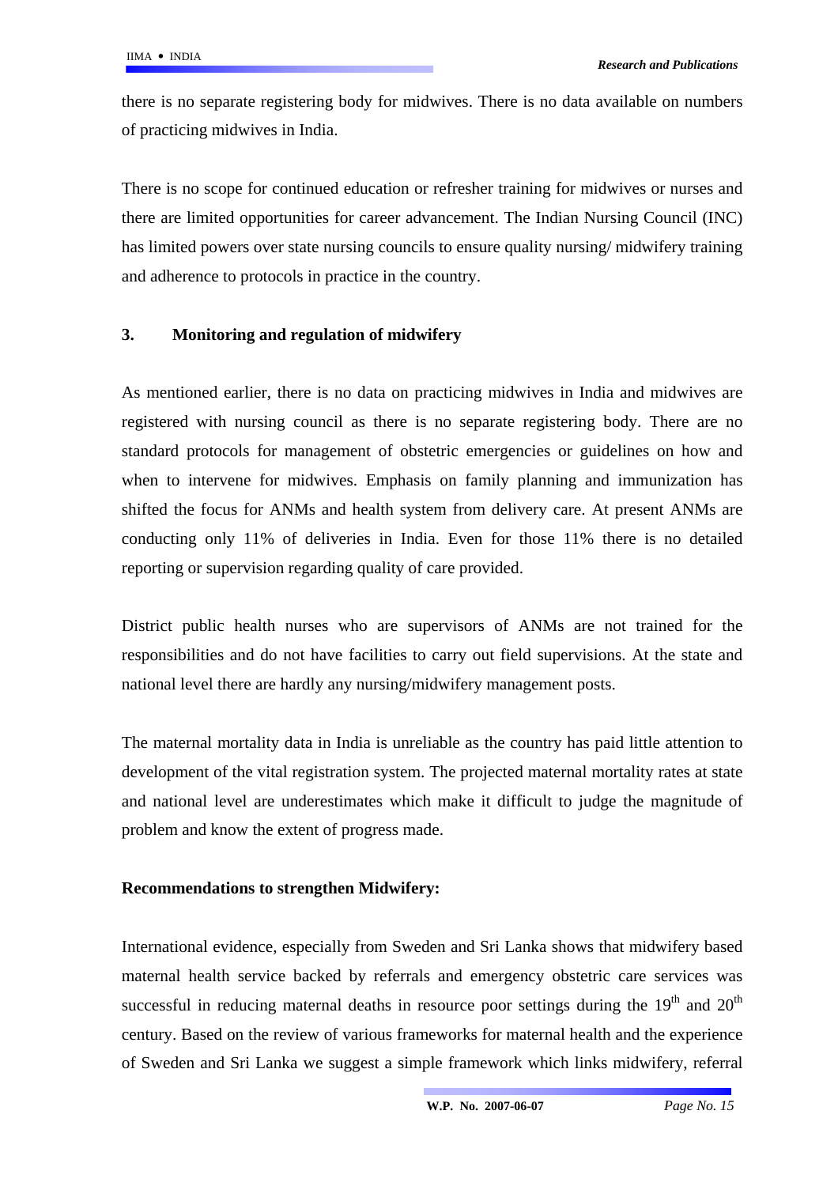there is no separate registering body for midwives. There is no data available on numbers of practicing midwives in India.

There is no scope for continued education or refresher training for midwives or nurses and there are limited opportunities for career advancement. The Indian Nursing Council (INC) has limited powers over state nursing councils to ensure quality nursing/ midwifery training and adherence to protocols in practice in the country.

## 3. Monitoring and regulation of midwifery

As mentioned earlier, there is no data on practicing midwives in India and midwives are registered with nursing council as there is no separate registering body. There are no standard protocols for management of obstetric emergencies or guidelines on how and when to intervene for midwives. Emphasis on family planning and immunization has shifted the focus for ANMs and health system from delivery care. At present ANMs are conducting only 11% of deliveries in India. Even for those 11% there is no detailed reporting or supervision regarding quality of care provided.

District public health nurses who are supervisors of ANMs are not trained for the responsibilities and do not have facilities to carry out field supervisions. At the state and national level there are hardly any nursing/midwifery management posts.

The maternal mortality data in India is unreliable as the country has paid little attention to development of the vital registration system. The projected maternal mortality rates at state and national level are underestimates which make it difficult to judge the magnitude of problem and know the extent of progress made.

**Recommendations to strengthen Midwifery:**

International evidence, especially from Sweden and Sri Lanka shows that midwifery based maternal health service backed by referrals and emergency obstetric care services was successful in reducing maternal deaths in resource poor settings during the 19th and 20th century. Based on the review of various frameworks for maternal health and the experience of Sweden and Sri Lanka we suggest a simple framework which links midwifery, referral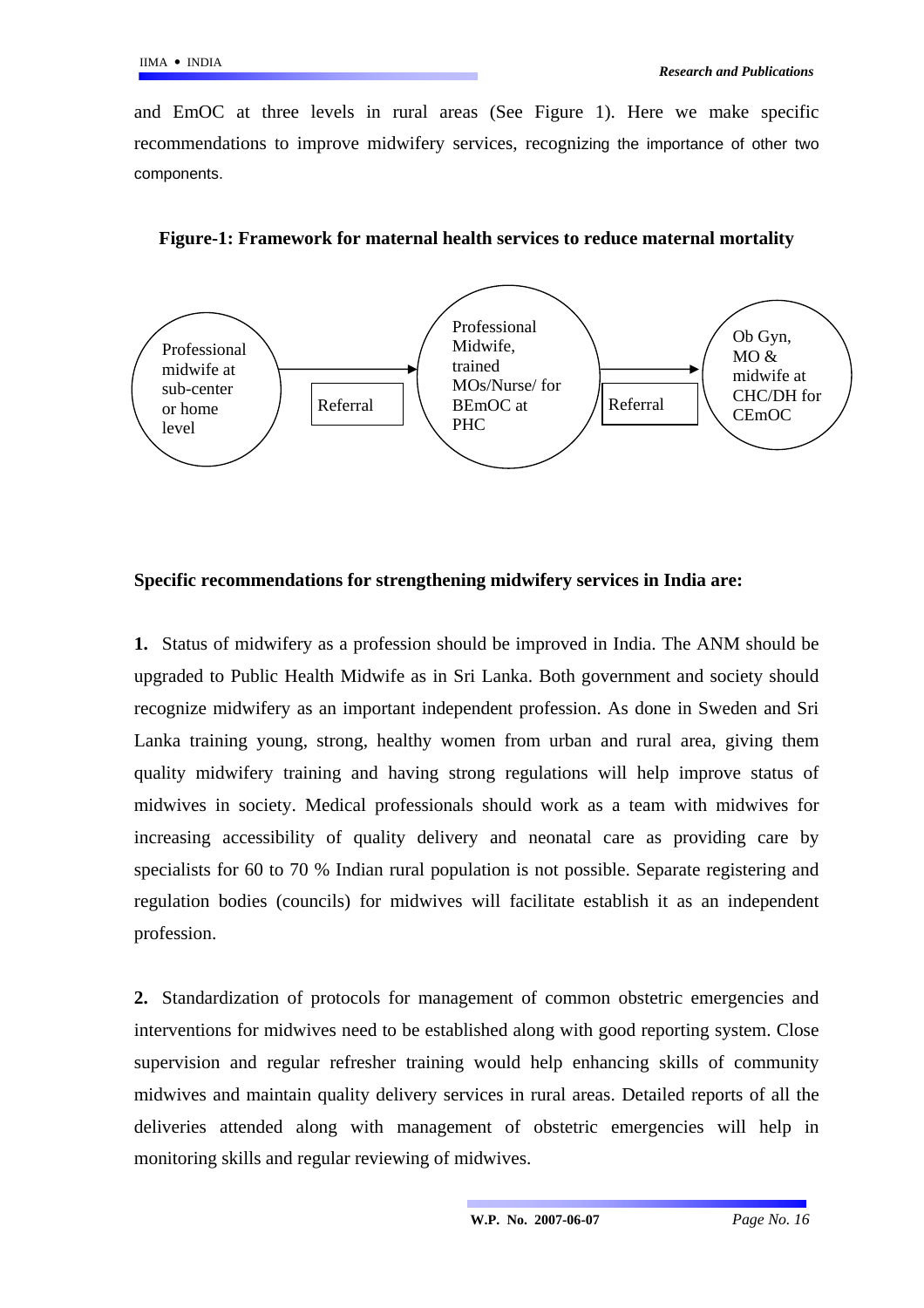and EmOC at three levels in rural areas (See Figure 1). Here we make specific recommendations to improve midwifery services, recognizing the importance of other two components.

**Figure-1: Framework for maternal health services to reduce maternal mortality**

Professional midwife at sub-center or home level → Referral → Professional Midwife, trained MOs/Nurse/ for BEmOC at PHC → Referral → Ob Gyn, MO & midwife at CHC/DH for CEmOC

**Specific recommendations for strengthening midwifery services in India are:**

**1.** Status of midwifery as a profession should be improved in India. The ANM should be upgraded to Public Health Midwife as in Sri Lanka. Both government and society should recognize midwifery as an important independent profession. As done in Sweden and Sri Lanka training young, strong, healthy women from urban and rural area, giving them quality midwifery training and having strong regulations will help improve status of midwives in society. Medical professionals should work as a team with midwives for increasing accessibility of quality delivery and neonatal care as providing care by specialists for 60 to 70 % Indian rural population is not possible. Separate registering and regulation bodies (councils) for midwives will facilitate establish it as an independent profession.

**2.** Standardization of protocols for management of common obstetric emergencies and interventions for midwives need to be established along with good reporting system. Close supervision and regular refresher training would help enhancing skills of community midwives and maintain quality delivery services in rural areas. Detailed reports of all the deliveries attended along with management of obstetric emergencies will help in monitoring skills and regular reviewing of midwives.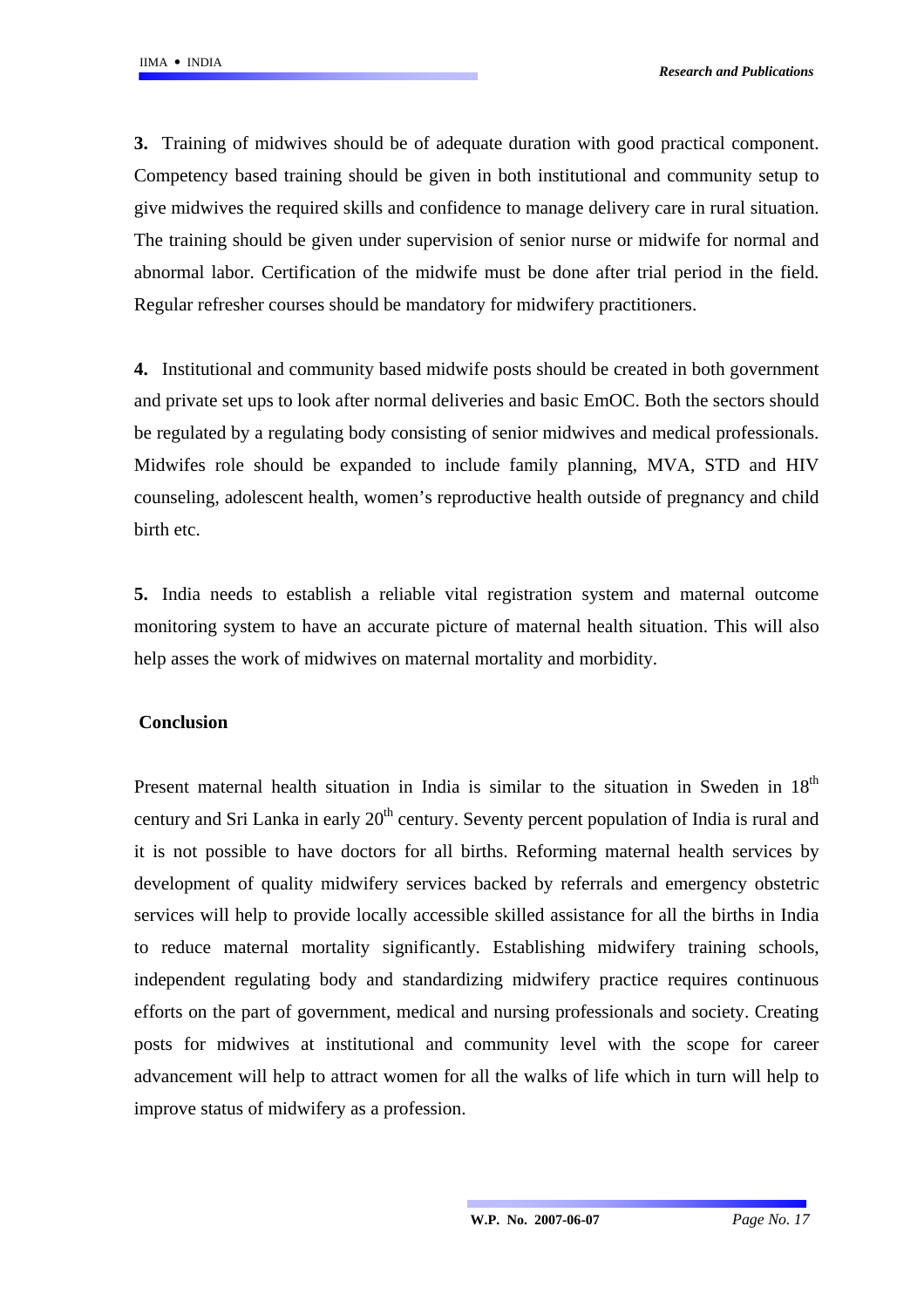**3.** Training of midwives should be of adequate duration with good practical component. Competency based training should be given in both institutional and community setup to give midwives the required skills and confidence to manage delivery care in rural situation. The training should be given under supervision of senior nurse or midwife for normal and abnormal labor. Certification of the midwife must be done after trial period in the field. Regular refresher courses should be mandatory for midwifery practitioners.

**4.** Institutional and community based midwife posts should be created in both government and private set ups to look after normal deliveries and basic EmOC. Both the sectors should be regulated by a regulating body consisting of senior midwives and medical professionals. Midwifes role should be expanded to include family planning, MVA, STD and HIV counseling, adolescent health, women's reproductive health outside of pregnancy and child birth etc.

**5.** India needs to establish a reliable vital registration system and maternal outcome monitoring system to have an accurate picture of maternal health situation. This will also help asses the work of midwives on maternal mortality and morbidity.

## Conclusion

Present maternal health situation in India is similar to the situation in Sweden in 18th century and Sri Lanka in early 20th century. Seventy percent population of India is rural and it is not possible to have doctors for all births. Reforming maternal health services by development of quality midwifery services backed by referrals and emergency obstetric services will help to provide locally accessible skilled assistance for all the births in India to reduce maternal mortality significantly. Establishing midwifery training schools, independent regulating body and standardizing midwifery practice requires continuous efforts on the part of government, medical and nursing professionals and society. Creating posts for midwives at institutional and community level with the scope for career advancement will help to attract women for all the walks of life which in turn will help to improve status of midwifery as a profession.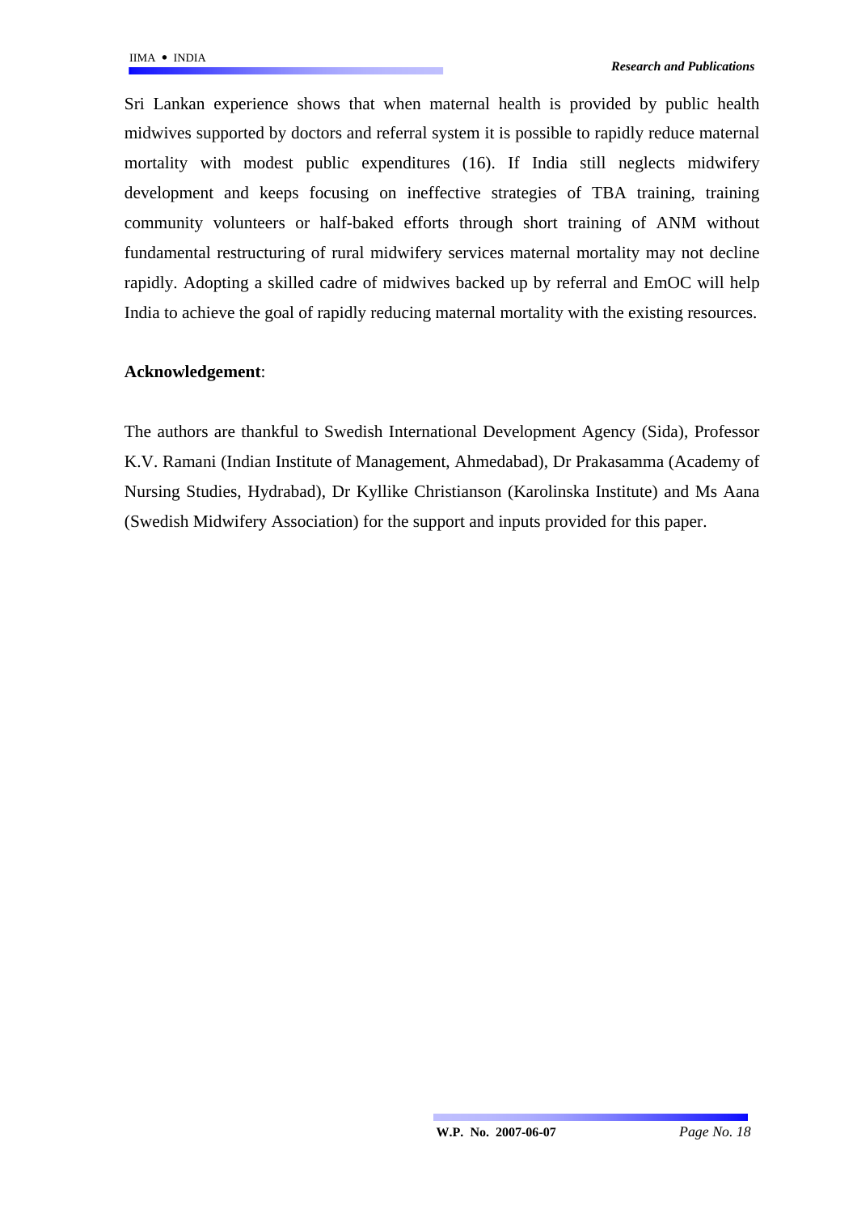Sri Lankan experience shows that when maternal health is provided by public health midwives supported by doctors and referral system it is possible to rapidly reduce maternal mortality with modest public expenditures (16). If India still neglects midwifery development and keeps focusing on ineffective strategies of TBA training, training community volunteers or half-baked efforts through short training of ANM without fundamental restructuring of rural midwifery services maternal mortality may not decline rapidly. Adopting a skilled cadre of midwives backed up by referral and EmOC will help India to achieve the goal of rapidly reducing maternal mortality with the existing resources.

**Acknowledgement**:

The authors are thankful to Swedish International Development Agency (Sida), Professor K.V. Ramani (Indian Institute of Management, Ahmedabad), Dr Prakasamma (Academy of Nursing Studies, Hydrabad), Dr Kyllike Christianson (Karolinska Institute) and Ms Aana (Swedish Midwifery Association) for the support and inputs provided for this paper.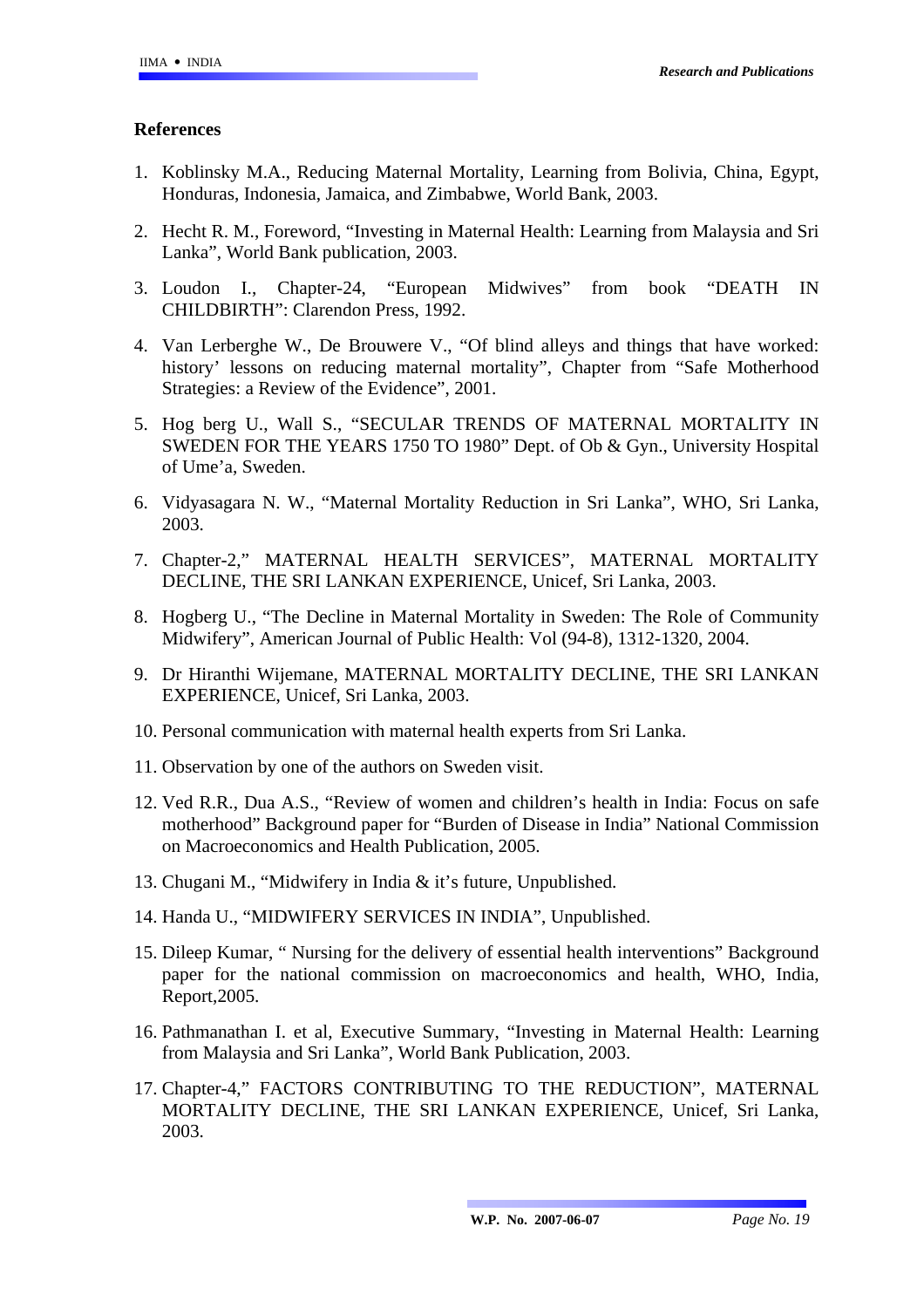## References

1. Koblinsky M.A., Reducing Maternal Mortality, Learning from Bolivia, China, Egypt, Honduras, Indonesia, Jamaica, and Zimbabwe, World Bank, 2003.
2. Hecht R. M., Foreword, "Investing in Maternal Health: Learning from Malaysia and Sri Lanka", World Bank publication, 2003.
3. Loudon I., Chapter-24, "European Midwives" from book "DEATH IN CHILDBIRTH": Clarendon Press, 1992.
4. Van Lerberghe W., De Brouwere V., "Of blind alleys and things that have worked: history' lessons on reducing maternal mortality", Chapter from "Safe Motherhood Strategies: a Review of the Evidence", 2001.
5. Hog berg U., Wall S., "SECULAR TRENDS OF MATERNAL MORTALITY IN SWEDEN FOR THE YEARS 1750 TO 1980" Dept. of Ob & Gyn., University Hospital of Ume'a, Sweden.
6. Vidyasagara N. W., "Maternal Mortality Reduction in Sri Lanka", WHO, Sri Lanka, 2003.
7. Chapter-2," MATERNAL HEALTH SERVICES", MATERNAL MORTALITY DECLINE, THE SRI LANKAN EXPERIENCE, Unicef, Sri Lanka, 2003.
8. Hogberg U., "The Decline in Maternal Mortality in Sweden: The Role of Community Midwifery", American Journal of Public Health: Vol (94-8), 1312-1320, 2004.
9. Dr Hiranthi Wijemane, MATERNAL MORTALITY DECLINE, THE SRI LANKAN EXPERIENCE, Unicef, Sri Lanka, 2003.
10. Personal communication with maternal health experts from Sri Lanka.
11. Observation by one of the authors on Sweden visit.
12. Ved R.R., Dua A.S., "Review of women and children's health in India: Focus on safe motherhood" Background paper for "Burden of Disease in India" National Commission on Macroeconomics and Health Publication, 2005.
13. Chugani M., "Midwifery in India & it's future, Unpublished.
14. Handa U., "MIDWIFERY SERVICES IN INDIA", Unpublished.
15. Dileep Kumar, " Nursing for the delivery of essential health interventions" Background paper for the national commission on macroeconomics and health, WHO, India, Report,2005.
16. Pathmanathan I. et al, Executive Summary, "Investing in Maternal Health: Learning from Malaysia and Sri Lanka", World Bank Publication, 2003.
17. Chapter-4," FACTORS CONTRIBUTING TO THE REDUCTION", MATERNAL MORTALITY DECLINE, THE SRI LANKAN EXPERIENCE, Unicef, Sri Lanka, 2003.